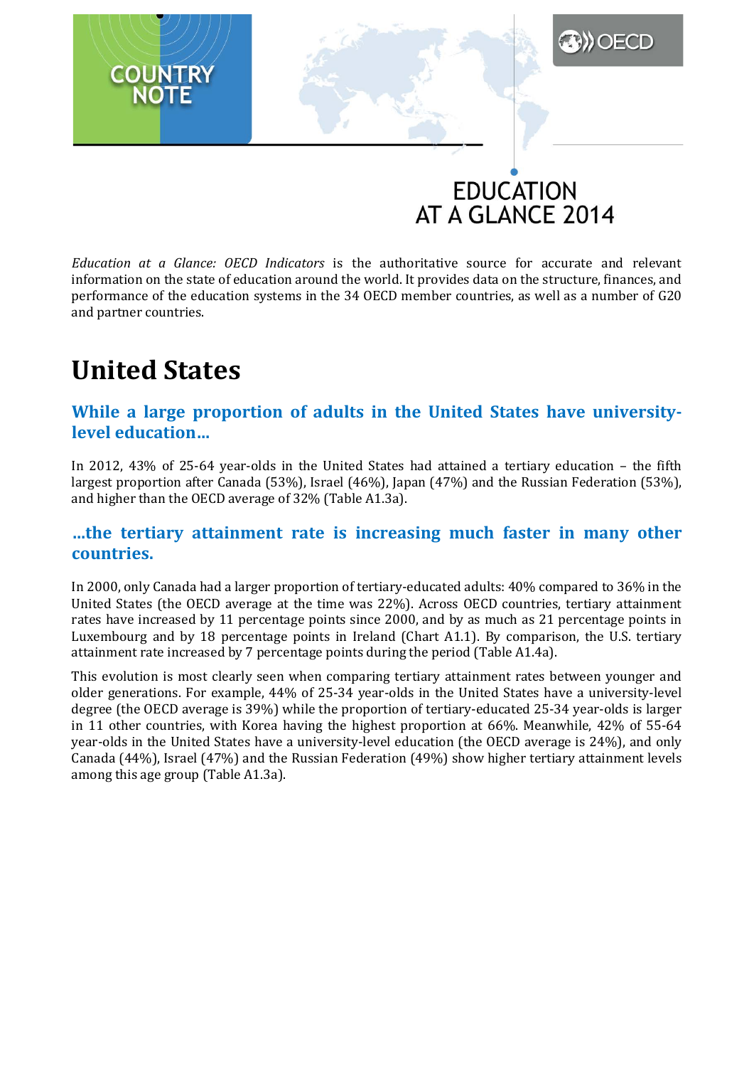COUNTRY NOTE

EDUCATION AT A GLANCE 2014

*Education at a Glance: OECD Indicators* is the authoritative source for accurate and relevant information on the state of education around the world. It provides data on the structure, finances, and performance of the education systems in the 34 OECD member countries, as well as a number of G20 and partner countries.

# United States

## While a large proportion of adults in the United States have university-level education…

In 2012, 43% of 25-64 year-olds in the United States had attained a tertiary education – the fifth largest proportion after Canada (53%), Israel (46%), Japan (47%) and the Russian Federation (53%), and higher than the OECD average of 32% (Table A1.3a).

## …the tertiary attainment rate is increasing much faster in many other countries.

In 2000, only Canada had a larger proportion of tertiary-educated adults: 40% compared to 36% in the United States (the OECD average at the time was 22%). Across OECD countries, tertiary attainment rates have increased by 11 percentage points since 2000, and by as much as 21 percentage points in Luxembourg and by 18 percentage points in Ireland (Chart A1.1). By comparison, the U.S. tertiary attainment rate increased by 7 percentage points during the period (Table A1.4a).

This evolution is most clearly seen when comparing tertiary attainment rates between younger and older generations. For example, 44% of 25-34 year-olds in the United States have a university-level degree (the OECD average is 39%) while the proportion of tertiary-educated 25-34 year-olds is larger in 11 other countries, with Korea having the highest proportion at 66%. Meanwhile, 42% of 55-64 year-olds in the United States have a university-level education (the OECD average is 24%), and only Canada (44%), Israel (47%) and the Russian Federation (49%) show higher tertiary attainment levels among this age group (Table A1.3a).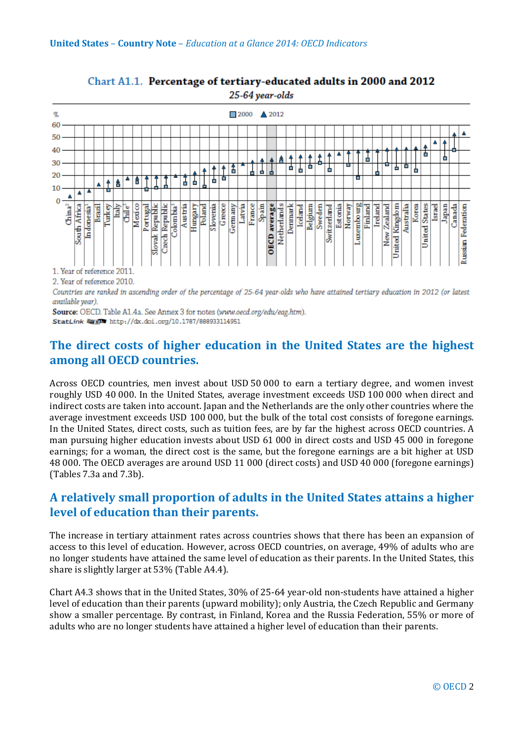Chart A1.1. **Percentage of tertiary-educated adults in 2000 and 2012**

*25-64 year-olds*

1. Year of reference 2011.
2. Year of reference 2010.

*Countries are ranked in ascending order of the percentage of 25-64 year-olds who have attained tertiary education in 2012 (or latest available year).*

**Source:** OECD. Table A1.4a. See Annex 3 for notes (*www.oecd.org/edu/eag.htm*).

**StatLink** http://dx.doi.org/10.1787/888933114951

## The direct costs of higher education in the United States are the highest among all OECD countries.

Across OECD countries, men invest about USD 50 000 to earn a tertiary degree, and women invest roughly USD 40 000. In the United States, average investment exceeds USD 100 000 when direct and indirect costs are taken into account. Japan and the Netherlands are the only other countries where the average investment exceeds USD 100 000, but the bulk of the total cost consists of foregone earnings. In the United States, direct costs, such as tuition fees, are by far the highest across OECD countries. A man pursuing higher education invests about USD 61 000 in direct costs and USD 45 000 in foregone earnings; for a woman, the direct cost is the same, but the foregone earnings are a bit higher at USD 48 000. The OECD averages are around USD 11 000 (direct costs) and USD 40 000 (foregone earnings) (Tables 7.3a and 7.3b).

## A relatively small proportion of adults in the United States attains a higher level of education than their parents.

The increase in tertiary attainment rates across countries shows that there has been an expansion of access to this level of education. However, across OECD countries, on average, 49% of adults who are no longer students have attained the same level of education as their parents. In the United States, this share is slightly larger at 53% (Table A4.4).

Chart A4.3 shows that in the United States, 30% of 25-64 year-old non-students have attained a higher level of education than their parents (upward mobility); only Austria, the Czech Republic and Germany show a smaller percentage. By contrast, in Finland, Korea and the Russia Federation, 55% or more of adults who are no longer students have attained a higher level of education than their parents.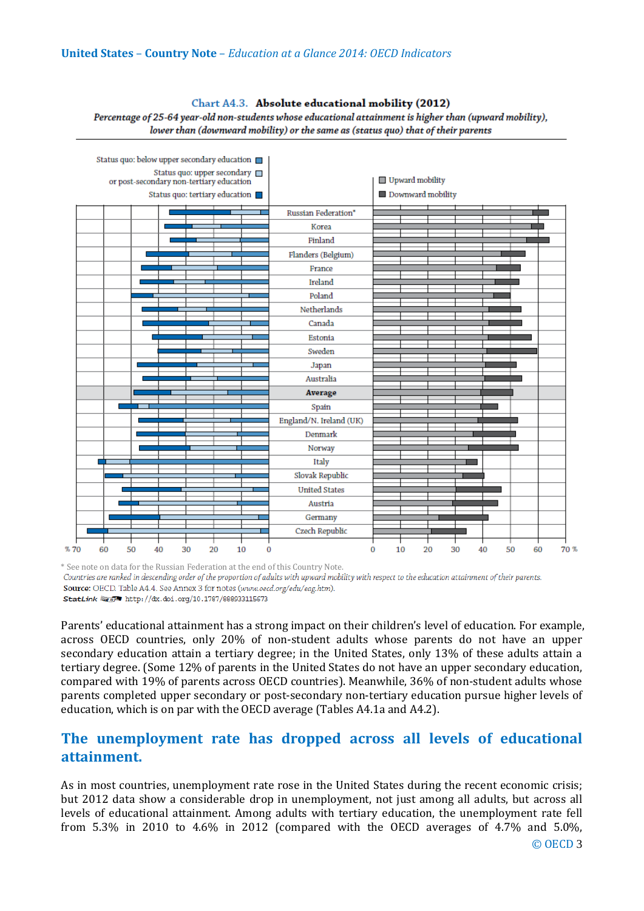**Chart A4.3. Absolute educational mobility (2012)**

*Percentage of 25-64 year-old non-students whose educational attainment is higher than (upward mobility), lower than (downward mobility) or the same as (status quo) that of their parents*

Status quo: below upper secondary education
Status quo: upper secondary or post-secondary non-tertiary education
Status quo: tertiary education

Upward mobility
Downward mobility

Russian Federation*, Korea, Finland, Flanders (Belgium), France, Ireland, Poland, Netherlands, Canada, Estonia, Sweden, Japan, Australia, **Average**, Spain, England/N. Ireland (UK), Denmark, Norway, Italy, Slovak Republic, United States, Austria, Germany, Czech Republic

\* See note on data for the Russian Federation at the end of this Country Note.

*Countries are ranked in descending order of the proportion of adults with upward mobility with respect to the education attainment of their parents.*

**Source:** OECD. Table A4.4. See Annex 3 for notes (*www.oecd.org/edu/eag.htm*).

**StatLink** http://dx.doi.org/10.1787/888933115673

Parents' educational attainment has a strong impact on their children's level of education. For example, across OECD countries, only 20% of non-student adults whose parents do not have an upper secondary education attain a tertiary degree; in the United States, only 13% of these adults attain a tertiary degree. (Some 12% of parents in the United States do not have an upper secondary education, compared with 19% of parents across OECD countries). Meanwhile, 36% of non-student adults whose parents completed upper secondary or post-secondary non-tertiary education pursue higher levels of education, which is on par with the OECD average (Tables A4.1a and A4.2).

## The unemployment rate has dropped across all levels of educational attainment.

As in most countries, unemployment rate rose in the United States during the recent economic crisis; but 2012 data show a considerable drop in unemployment, not just among all adults, but across all levels of educational attainment. Among adults with tertiary education, the unemployment rate fell from 5.3% in 2010 to 4.6% in 2012 (compared with the OECD averages of 4.7% and 5.0%,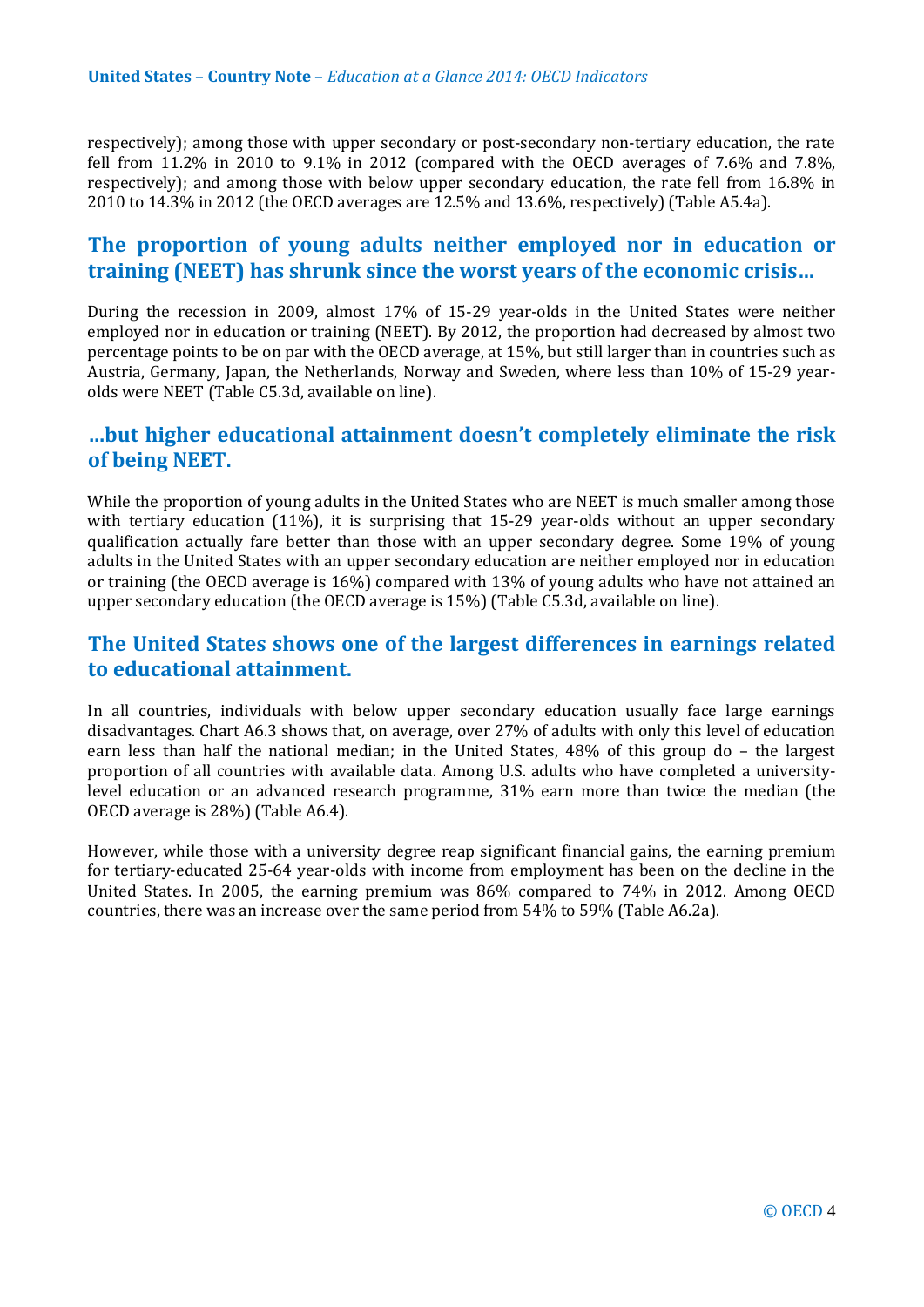respectively); among those with upper secondary or post-secondary non-tertiary education, the rate fell from 11.2% in 2010 to 9.1% in 2012 (compared with the OECD averages of 7.6% and 7.8%, respectively); and among those with below upper secondary education, the rate fell from 16.8% in 2010 to 14.3% in 2012 (the OECD averages are 12.5% and 13.6%, respectively) (Table A5.4a).

## The proportion of young adults neither employed nor in education or training (NEET) has shrunk since the worst years of the economic crisis…

During the recession in 2009, almost 17% of 15-29 year-olds in the United States were neither employed nor in education or training (NEET). By 2012, the proportion had decreased by almost two percentage points to be on par with the OECD average, at 15%, but still larger than in countries such as Austria, Germany, Japan, the Netherlands, Norway and Sweden, where less than 10% of 15-29 year-olds were NEET (Table C5.3d, available on line).

## …but higher educational attainment doesn't completely eliminate the risk of being NEET.

While the proportion of young adults in the United States who are NEET is much smaller among those with tertiary education (11%), it is surprising that 15-29 year-olds without an upper secondary qualification actually fare better than those with an upper secondary degree. Some 19% of young adults in the United States with an upper secondary education are neither employed nor in education or training (the OECD average is 16%) compared with 13% of young adults who have not attained an upper secondary education (the OECD average is 15%) (Table C5.3d, available on line).

## The United States shows one of the largest differences in earnings related to educational attainment.

In all countries, individuals with below upper secondary education usually face large earnings disadvantages. Chart A6.3 shows that, on average, over 27% of adults with only this level of education earn less than half the national median; in the United States, 48% of this group do – the largest proportion of all countries with available data. Among U.S. adults who have completed a university-level education or an advanced research programme, 31% earn more than twice the median (the OECD average is 28%) (Table A6.4).

However, while those with a university degree reap significant financial gains, the earning premium for tertiary-educated 25-64 year-olds with income from employment has been on the decline in the United States. In 2005, the earning premium was 86% compared to 74% in 2012. Among OECD countries, there was an increase over the same period from 54% to 59% (Table A6.2a).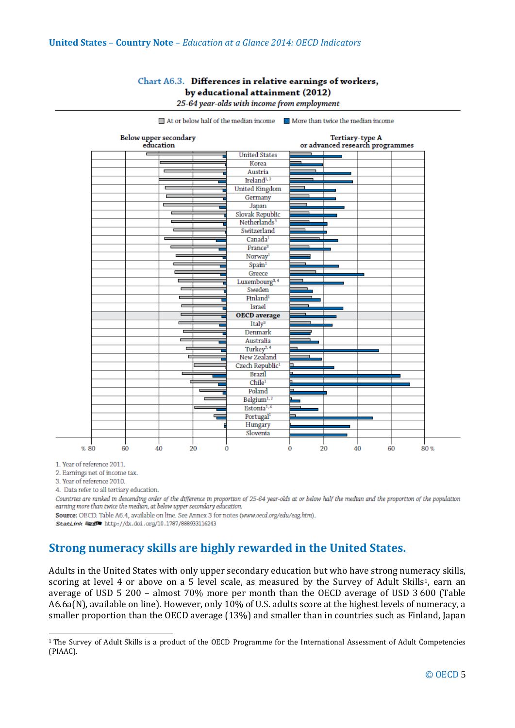**Chart A6.3. Differences in relative earnings of workers, by educational attainment (2012)**

*25-64 year-olds with income from employment*

1. Year of reference 2011.
2. Earnings net of income tax.
3. Year of reference 2010.
4. Data refer to all tertiary education.

*Countries are ranked in descending order of the difference in proportion of 25-64 year-olds at or below half the median and the proportion of the population earning more than twice the median, at below upper secondary education.*

**Source:** OECD. Table A6.4, available on line. See Annex 3 for notes (*www.oecd.org/edu/eag.htm*).

StatLink http://dx.doi.org/10.1787/888933116243

## Strong numeracy skills are highly rewarded in the United States.

Adults in the United States with only upper secondary education but who have strong numeracy skills, scoring at level 4 or above on a 5 level scale, as measured by the Survey of Adult Skills[1], earn an average of USD 5 200 – almost 70% more per month than the OECD average of USD 3 600 (Table A6.6a(N), available on line). However, only 10% of U.S. adults score at the highest levels of numeracy, a smaller proportion than the OECD average (13%) and smaller than in countries such as Finland, Japan

[1] The Survey of Adult Skills is a product of the OECD Programme for the International Assessment of Adult Competencies (PIAAC).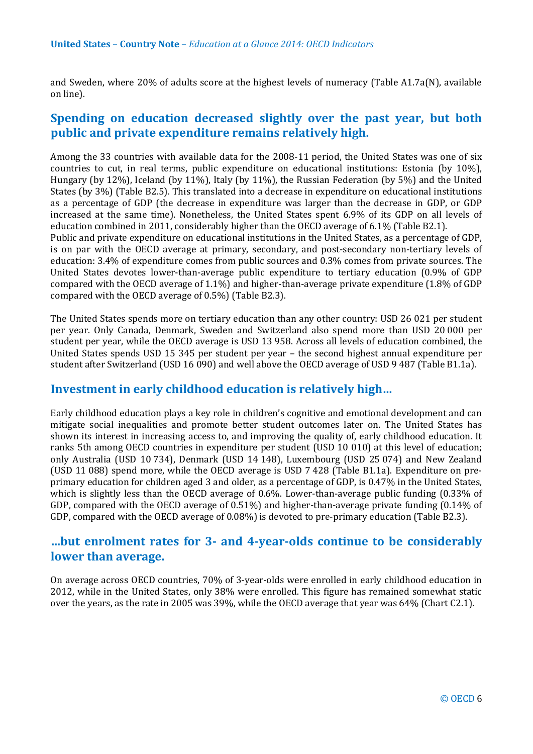and Sweden, where 20% of adults score at the highest levels of numeracy (Table A1.7a(N), available on line).

## Spending on education decreased slightly over the past year, but both public and private expenditure remains relatively high.

Among the 33 countries with available data for the 2008-11 period, the United States was one of six countries to cut, in real terms, public expenditure on educational institutions: Estonia (by 10%), Hungary (by 12%), Iceland (by 11%), Italy (by 11%), the Russian Federation (by 5%) and the United States (by 3%) (Table B2.5). This translated into a decrease in expenditure on educational institutions as a percentage of GDP (the decrease in expenditure was larger than the decrease in GDP, or GDP increased at the same time). Nonetheless, the United States spent 6.9% of its GDP on all levels of education combined in 2011, considerably higher than the OECD average of 6.1% (Table B2.1).

Public and private expenditure on educational institutions in the United States, as a percentage of GDP, is on par with the OECD average at primary, secondary, and post-secondary non-tertiary levels of education: 3.4% of expenditure comes from public sources and 0.3% comes from private sources. The United States devotes lower-than-average public expenditure to tertiary education (0.9% of GDP compared with the OECD average of 1.1%) and higher-than-average private expenditure (1.8% of GDP compared with the OECD average of 0.5%) (Table B2.3).

The United States spends more on tertiary education than any other country: USD 26 021 per student per year. Only Canada, Denmark, Sweden and Switzerland also spend more than USD 20 000 per student per year, while the OECD average is USD 13 958. Across all levels of education combined, the United States spends USD 15 345 per student per year – the second highest annual expenditure per student after Switzerland (USD 16 090) and well above the OECD average of USD 9 487 (Table B1.1a).

## Investment in early childhood education is relatively high…

Early childhood education plays a key role in children's cognitive and emotional development and can mitigate social inequalities and promote better student outcomes later on. The United States has shown its interest in increasing access to, and improving the quality of, early childhood education. It ranks 5th among OECD countries in expenditure per student (USD 10 010) at this level of education; only Australia (USD 10 734), Denmark (USD 14 148), Luxembourg (USD 25 074) and New Zealand (USD 11 088) spend more, while the OECD average is USD 7 428 (Table B1.1a). Expenditure on pre-primary education for children aged 3 and older, as a percentage of GDP, is 0.47% in the United States, which is slightly less than the OECD average of 0.6%. Lower-than-average public funding (0.33% of GDP, compared with the OECD average of 0.51%) and higher-than-average private funding (0.14% of GDP, compared with the OECD average of 0.08%) is devoted to pre-primary education (Table B2.3).

## …but enrolment rates for 3- and 4-year-olds continue to be considerably lower than average.

On average across OECD countries, 70% of 3-year-olds were enrolled in early childhood education in 2012, while in the United States, only 38% were enrolled. This figure has remained somewhat static over the years, as the rate in 2005 was 39%, while the OECD average that year was 64% (Chart C2.1).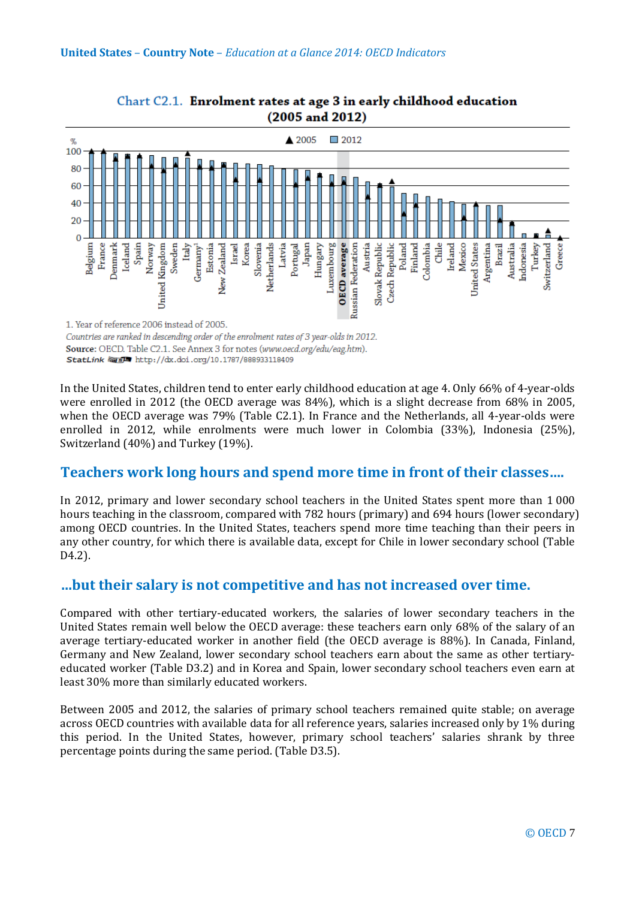**Chart C2.1. Enrolment rates at age 3 in early childhood education (2005 and 2012)**

1. Year of reference 2006 instead of 2005.

*Countries are ranked in descending order of the enrolment rates of 3 year-olds in 2012.*

**Source**: OECD. Table C2.1. See Annex 3 for notes (*www.oecd.org/edu/eag.htm*).

StatLink http://dx.doi.org/10.1787/888933118409

In the United States, children tend to enter early childhood education at age 4. Only 66% of 4-year-olds were enrolled in 2012 (the OECD average was 84%), which is a slight decrease from 68% in 2005, when the OECD average was 79% (Table C2.1). In France and the Netherlands, all 4-year-olds were enrolled in 2012, while enrolments were much lower in Colombia (33%), Indonesia (25%), Switzerland (40%) and Turkey (19%).

## Teachers work long hours and spend more time in front of their classes....

In 2012, primary and lower secondary school teachers in the United States spent more than 1 000 hours teaching in the classroom, compared with 782 hours (primary) and 694 hours (lower secondary) among OECD countries. In the United States, teachers spend more time teaching than their peers in any other country, for which there is available data, except for Chile in lower secondary school (Table D4.2).

## ...but their salary is not competitive and has not increased over time.

Compared with other tertiary-educated workers, the salaries of lower secondary teachers in the United States remain well below the OECD average: these teachers earn only 68% of the salary of an average tertiary-educated worker in another field (the OECD average is 88%). In Canada, Finland, Germany and New Zealand, lower secondary school teachers earn about the same as other tertiary-educated worker (Table D3.2) and in Korea and Spain, lower secondary school teachers even earn at least 30% more than similarly educated workers.

Between 2005 and 2012, the salaries of primary school teachers remained quite stable; on average across OECD countries with available data for all reference years, salaries increased only by 1% during this period. In the United States, however, primary school teachers' salaries shrank by three percentage points during the same period. (Table D3.5).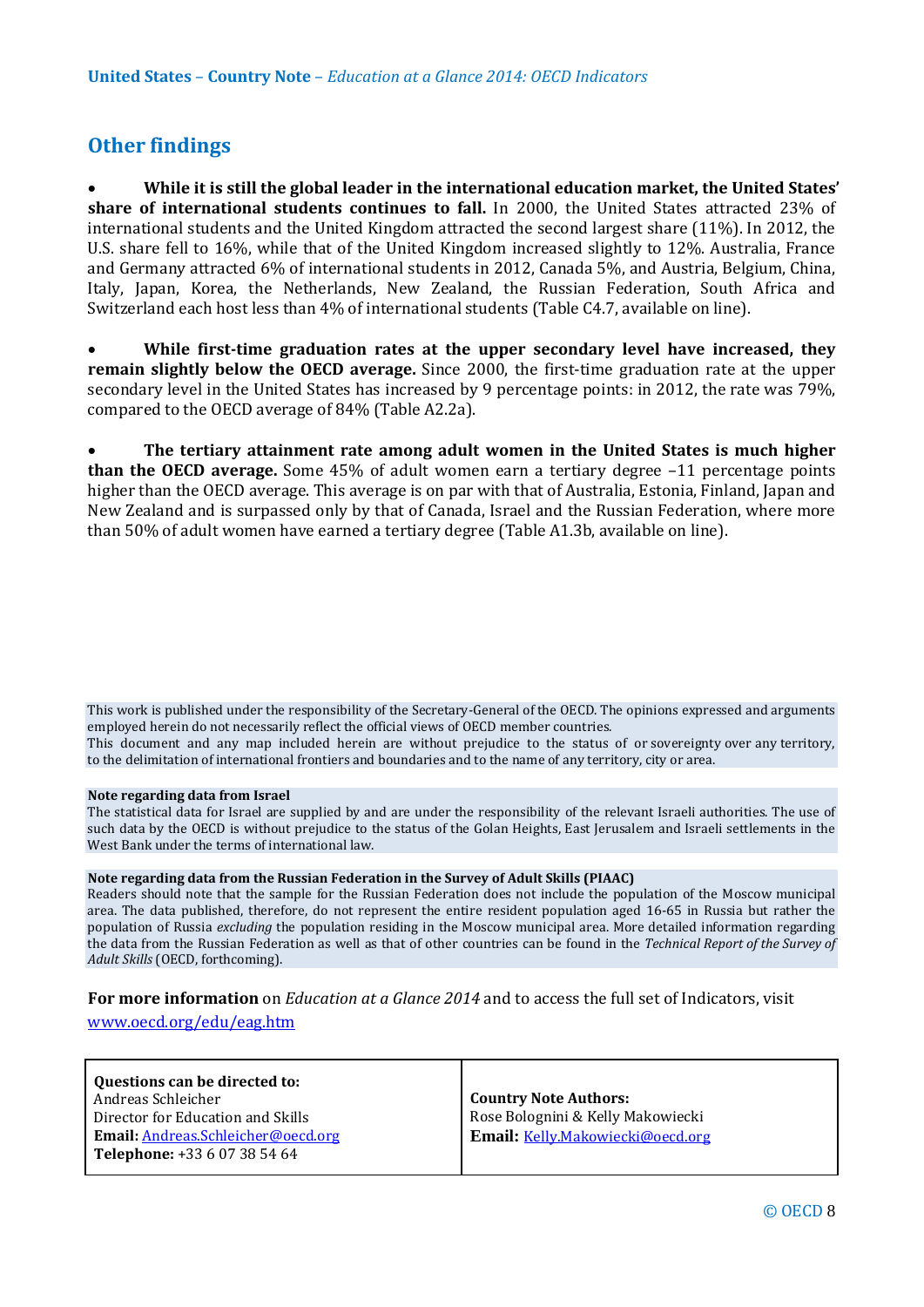## Other findings

- **While it is still the global leader in the international education market, the United States' share of international students continues to fall.** In 2000, the United States attracted 23% of international students and the United Kingdom attracted the second largest share (11%). In 2012, the U.S. share fell to 16%, while that of the United Kingdom increased slightly to 12%. Australia, France and Germany attracted 6% of international students in 2012, Canada 5%, and Austria, Belgium, China, Italy, Japan, Korea, the Netherlands, New Zealand, the Russian Federation, South Africa and Switzerland each host less than 4% of international students (Table C4.7, available on line).

- **While first-time graduation rates at the upper secondary level have increased, they remain slightly below the OECD average.** Since 2000, the first-time graduation rate at the upper secondary level in the United States has increased by 9 percentage points: in 2012, the rate was 79%, compared to the OECD average of 84% (Table A2.2a).

- **The tertiary attainment rate among adult women in the United States is much higher than the OECD average.** Some 45% of adult women earn a tertiary degree –11 percentage points higher than the OECD average. This average is on par with that of Australia, Estonia, Finland, Japan and New Zealand and is surpassed only by that of Canada, Israel and the Russian Federation, where more than 50% of adult women have earned a tertiary degree (Table A1.3b, available on line).

This work is published under the responsibility of the Secretary-General of the OECD. The opinions expressed and arguments employed herein do not necessarily reflect the official views of OECD member countries.
This document and any map included herein are without prejudice to the status of or sovereignty over any territory, to the delimitation of international frontiers and boundaries and to the name of any territory, city or area.

**Note regarding data from Israel**
The statistical data for Israel are supplied by and are under the responsibility of the relevant Israeli authorities. The use of such data by the OECD is without prejudice to the status of the Golan Heights, East Jerusalem and Israeli settlements in the West Bank under the terms of international law.

**Note regarding data from the Russian Federation in the Survey of Adult Skills (PIAAC)**
Readers should note that the sample for the Russian Federation does not include the population of the Moscow municipal area. The data published, therefore, do not represent the entire resident population aged 16-65 in Russia but rather the population of Russia *excluding* the population residing in the Moscow municipal area. More detailed information regarding the data from the Russian Federation as well as that of other countries can be found in the *Technical Report of the Survey of Adult Skills* (OECD, forthcoming).

**For more information** on *Education at a Glance 2014* and to access the full set of Indicators, visit [www.oecd.org/edu/eag.htm](www.oecd.org/edu/eag.htm)

| **Questions can be directed to:**<br>Andreas Schleicher<br>Director for Education and Skills<br>**Email:** Andreas.Schleicher@oecd.org<br>**Telephone:** +33 6 07 38 54 64 | **Country Note Authors:**<br>Rose Bolognini & Kelly Makowiecki<br>**Email:** Kelly.Makowiecki@oecd.org |
|---|---|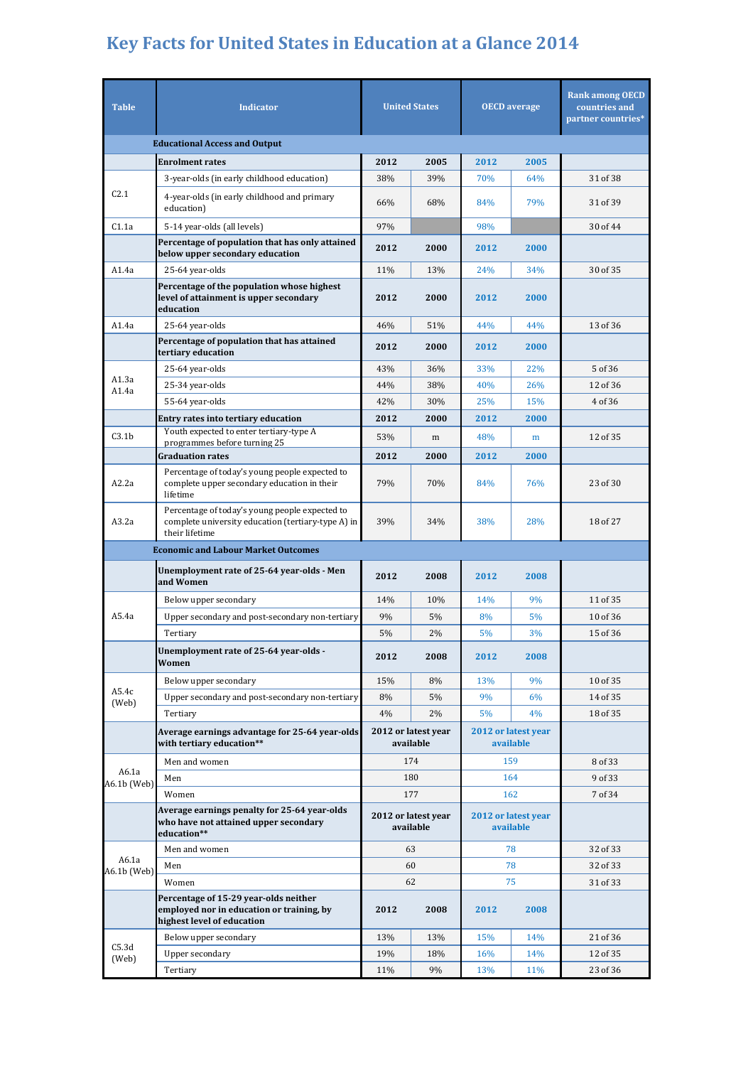# Key Facts for United States in Education at a Glance 2014

| Table | Indicator | United States | | OECD average | | Rank among OECD countries and partner countries* |
|---|---|---|---|---|---|---|
| | **Educational Access and Output** | | | | | |
| | **Enrolment rates** | **2012** | **2005** | **2012** | **2005** | |
| C2.1 | 3-year-olds (in early childhood education) | 38% | 39% | 70% | 64% | 31 of 38 |
| | 4-year-olds (in early childhood and primary education) | 66% | 68% | 84% | 79% | 31 of 39 |
| C1.1a | 5-14 year-olds (all levels) | 97% | | 98% | | 30 of 44 |
| | **Percentage of population that has only attained below upper secondary education** | **2012** | **2000** | **2012** | **2000** | |
| A1.4a | 25-64 year-olds | 11% | 13% | 24% | 34% | 30 of 35 |
| | **Percentage of the population whose highest level of attainment is upper secondary education** | **2012** | **2000** | **2012** | **2000** | |
| A1.4a | 25-64 year-olds | 46% | 51% | 44% | 44% | 13 of 36 |
| | **Percentage of population that has attained tertiary education** | **2012** | **2000** | **2012** | **2000** | |
| A1.3a A1.4a | 25-64 year-olds | 43% | 36% | 33% | 22% | 5 of 36 |
| | 25-34 year-olds | 44% | 38% | 40% | 26% | 12 of 36 |
| | 55-64 year-olds | 42% | 30% | 25% | 15% | 4 of 36 |
| | **Entry rates into tertiary education** | **2012** | **2000** | **2012** | **2000** | |
| C3.1b | Youth expected to enter tertiary-type A programmes before turning 25 | 53% | m | 48% | m | 12 of 35 |
| | **Graduation rates** | **2012** | **2000** | **2012** | **2000** | |
| A2.2a | Percentage of today's young people expected to complete upper secondary education in their lifetime | 79% | 70% | 84% | 76% | 23 of 30 |
| A3.2a | Percentage of today's young people expected to complete university education (tertiary-type A) in their lifetime | 39% | 34% | 38% | 28% | 18 of 27 |
| | **Economic and Labour Market Outcomes** | | | | | |
| | **Unemployment rate of 25-64 year-olds - Men and Women** | **2012** | **2008** | **2012** | **2008** | |
| A5.4a | Below upper secondary | 14% | 10% | 14% | 9% | 11 of 35 |
| | Upper secondary and post-secondary non-tertiary | 9% | 5% | 8% | 5% | 10 of 36 |
| | Tertiary | 5% | 2% | 5% | 3% | 15 of 36 |
| | **Unemployment rate of 25-64 year-olds - Women** | **2012** | **2008** | **2012** | **2008** | |
| A5.4c (Web) | Below upper secondary | 15% | 8% | 13% | 9% | 10 of 35 |
| | Upper secondary and post-secondary non-tertiary | 8% | 5% | 9% | 6% | 14 of 35 |
| | Tertiary | 4% | 2% | 5% | 4% | 18 of 35 |
| | **Average earnings advantage for 25-64 year-olds with tertiary education\*\*** | **2012 or latest year available** | | **2012 or latest year available** | | |
| A6.1a A6.1b (Web) | Men and women | 174 | | 159 | | 8 of 33 |
| | Men | 180 | | 164 | | 9 of 33 |
| | Women | 177 | | 162 | | 7 of 34 |
| | **Average earnings penalty for 25-64 year-olds who have not attained upper secondary education\*\*** | **2012 or latest year available** | | **2012 or latest year available** | | |
| A6.1a A6.1b (Web) | Men and women | 63 | | 78 | | 32 of 33 |
| | Men | 60 | | 78 | | 32 of 33 |
| | Women | 62 | | 75 | | 31 of 33 |
| | **Percentage of 15-29 year-olds neither employed nor in education or training, by highest level of education** | **2012** | **2008** | **2012** | **2008** | |
| C5.3d (Web) | Below upper secondary | 13% | 13% | 15% | 14% | 21 of 36 |
| | Upper secondary | 19% | 18% | 16% | 14% | 12 of 35 |
| | Tertiary | 11% | 9% | 13% | 11% | 23 of 36 |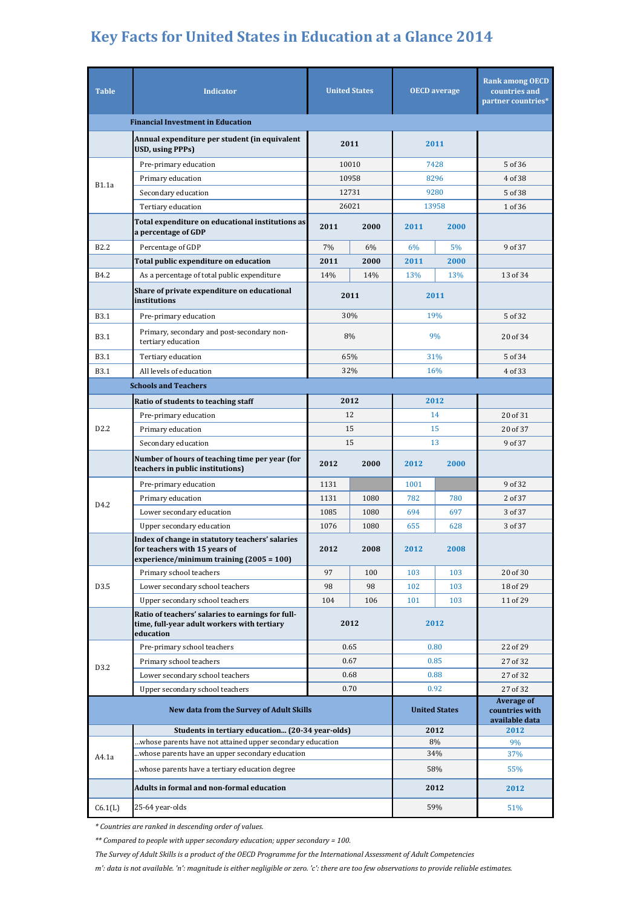# Key Facts for United States in Education at a Glance 2014

| Table | Indicator | United States | | OECD average | | Rank among OECD countries and partner countries* |
|---|---|---|---|---|---|---|
| | **Financial Investment in Education** | | | | | |
| | **Annual expenditure per student (in equivalent USD, using PPPs)** | 2011 | | 2011 | | |
| B1.1a | Pre-primary education | 10010 | | 7428 | | 5 of 36 |
| | Primary education | 10958 | | 8296 | | 4 of 38 |
| | Secondary education | 12731 | | 9280 | | 5 of 38 |
| | Tertiary education | 26021 | | 13958 | | 1 of 36 |
| | **Total expenditure on educational institutions as a percentage of GDP** | 2011 | 2000 | 2011 | 2000 | |
| B2.2 | Percentage of GDP | 7% | 6% | 6% | 5% | 9 of 37 |
| | **Total public expenditure on education** | 2011 | 2000 | 2011 | 2000 | |
| B4.2 | As a percentage of total public expenditure | 14% | 14% | 13% | 13% | 13 of 34 |
| | **Share of private expenditure on educational institutions** | 2011 | | 2011 | | |
| B3.1 | Pre-primary education | 30% | | 19% | | 5 of 32 |
| B3.1 | Primary, secondary and post-secondary non-tertiary education | 8% | | 9% | | 20 of 34 |
| B3.1 | Tertiary education | 65% | | 31% | | 5 of 34 |
| B3.1 | All levels of education | 32% | | 16% | | 4 of 33 |
| | **Schools and Teachers** | | | | | |
| | **Ratio of students to teaching staff** | 2012 | | 2012 | | |
| D2.2 | Pre-primary education | 12 | | 14 | | 20 of 31 |
| | Primary education | 15 | | 15 | | 20 of 37 |
| | Secondary education | 15 | | 13 | | 9 of 37 |
| | **Number of hours of teaching time per year (for teachers in public institutions)** | 2012 | 2000 | 2012 | 2000 | |
| D4.2 | Pre-primary education | 1131 | | 1001 | | 9 of 32 |
| | Primary education | 1131 | 1080 | 782 | 780 | 2 of 37 |
| | Lower secondary education | 1085 | 1080 | 694 | 697 | 3 of 37 |
| | Upper secondary education | 1076 | 1080 | 655 | 628 | 3 of 37 |
| | **Index of change in statutory teachers' salaries for teachers with 15 years of experience/minimum training (2005 = 100)** | 2012 | 2008 | 2012 | 2008 | |
| D3.5 | Primary school teachers | 97 | 100 | 103 | 103 | 20 of 30 |
| | Lower secondary school teachers | 98 | 98 | 102 | 103 | 18 of 29 |
| | Upper secondary school teachers | 104 | 106 | 101 | 103 | 11 of 29 |
| | **Ratio of teachers' salaries to earnings for full-time, full-year adult workers with tertiary education** | 2012 | | 2012 | | |
| D3.2 | Pre-primary school teachers | 0.65 | | 0.80 | | 22 of 29 |
| | Primary school teachers | 0.67 | | 0.85 | | 27 of 32 |
| | Lower secondary school teachers | 0.68 | | 0.88 | | 27 of 32 |
| | Upper secondary school teachers | 0.70 | | 0.92 | | 27 of 32 |

| Table | New data from the Survey of Adult Skills | United States | Average of countries with available data |
|---|---|---|---|
| | **Students in tertiary education... (20-34 year-olds)** | 2012 | 2012 |
| A4.1a | ...whose parents have not attained upper secondary education | 8% | 9% |
| | ...whose parents have an upper secondary education | 34% | 37% |
| | ...whose parents have a tertiary education degree | 58% | 55% |
| | **Adults in formal and non-formal education** | 2012 | 2012 |
| C6.1(L) | 25-64 year-olds | 59% | 51% |

*\* Countries are ranked in descending order of values.*

*\*\* Compared to people with upper secondary education; upper secondary = 100.*

*The Survey of Adult Skills is a product of the OECD Programme for the International Assessment of Adult Competencies*

*m': data is not available. 'n': magnitude is either negligible or zero. 'c': there are too few observations to provide reliable estimates.*